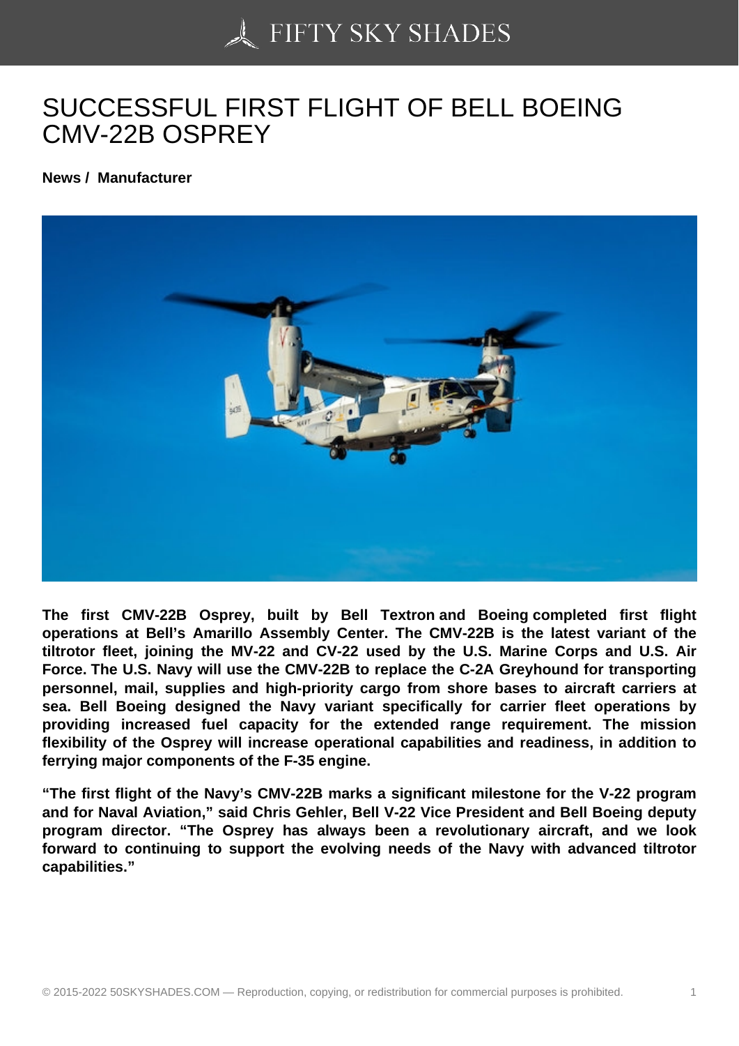# SUCCESSFUL FIRST FLIGHT OF BELL BOEING CMV-22B OSPREY

**News / Manufacturer**

**The first CMV-22B Osprey, built by Bell Textron and Boeing completed first flight operations at Bell's Amarillo Assembly Center. The CMV-22B is the latest variant of the tiltrotor fleet, joining the MV-22 and CV-22 used by the U.S. Marine Corps and U.S. Air Force. The U.S. Navy will use the CMV-22B to replace the C-2A Greyhound for transporting personnel, mail, supplies and high-priority cargo from shore bases to aircraft carriers at sea. Bell Boeing designed the Navy variant specifically for carrier fleet operations by providing increased fuel capacity for the extended range requirement. The mission flexibility of the Osprey will increase operational capabilities and readiness, in addition to ferrying major components of the F-35 engine.**

**"The first flight of the Navy's CMV-22B marks a significant milestone for the V-22 program and for Naval Aviation," said Chris Gehler, Bell V-22 Vice President and Bell Boeing deputy program director. "The Osprey has always been a revolutionary aircraft, and we look forward to continuing to support the evolving needs of the Navy with advanced tiltrotor capabilities."**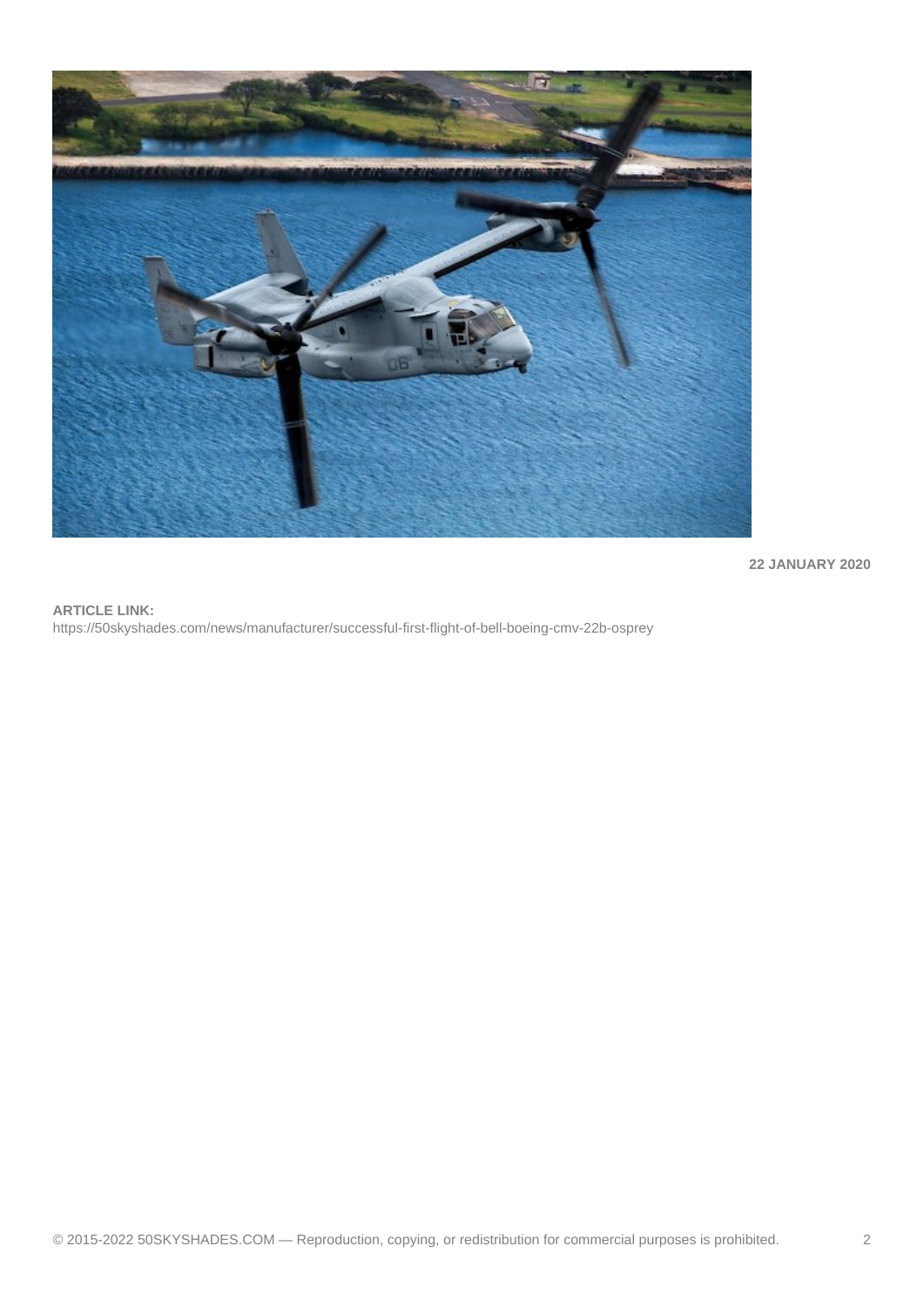**22 JANUARY 2020**

**ARTICLE LINK:**
https://50skyshades.com/news/manufacturer/successful-first-flight-of-bell-boeing-cmv-22b-osprey

© 2015-2022 50SKYSHADES.COM — Reproduction, copying, or redistribution for commercial purposes is prohibited.